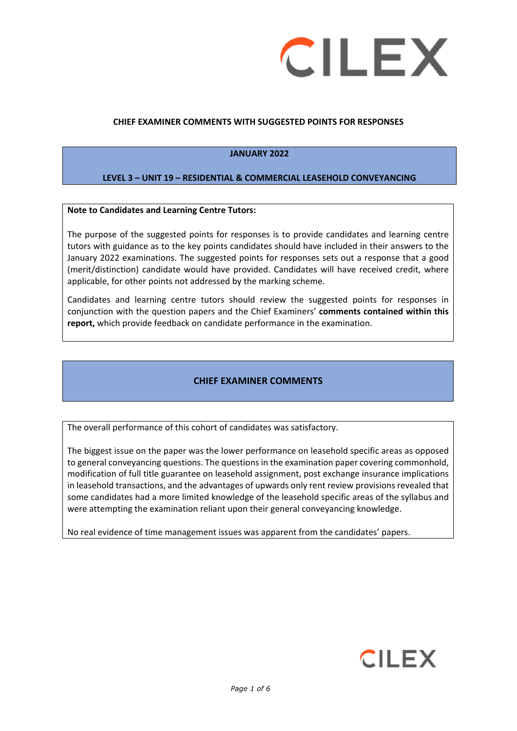# CHIEF EXAMINER COMMENTS WITH SUGGESTED POINTS FOR RESPONSES

## JANUARY 2022

## LEVEL 3 – UNIT 19 – RESIDENTIAL & COMMERCIAL LEASEHOLD CONVEYANCING

**Note to Candidates and Learning Centre Tutors:**

The purpose of the suggested points for responses is to provide candidates and learning centre tutors with guidance as to the key points candidates should have included in their answers to the January 2022 examinations. The suggested points for responses sets out a response that a good (merit/distinction) candidate would have provided. Candidates will have received credit, where applicable, for other points not addressed by the marking scheme.

Candidates and learning centre tutors should review the suggested points for responses in conjunction with the question papers and the Chief Examiners' **comments contained within this report,** which provide feedback on candidate performance in the examination.

## CHIEF EXAMINER COMMENTS

The overall performance of this cohort of candidates was satisfactory.

The biggest issue on the paper was the lower performance on leasehold specific areas as opposed to general conveyancing questions. The questions in the examination paper covering commonhold, modification of full title guarantee on leasehold assignment, post exchange insurance implications in leasehold transactions, and the advantages of upwards only rent review provisions revealed that some candidates had a more limited knowledge of the leasehold specific areas of the syllabus and were attempting the examination reliant upon their general conveyancing knowledge.

No real evidence of time management issues was apparent from the candidates' papers.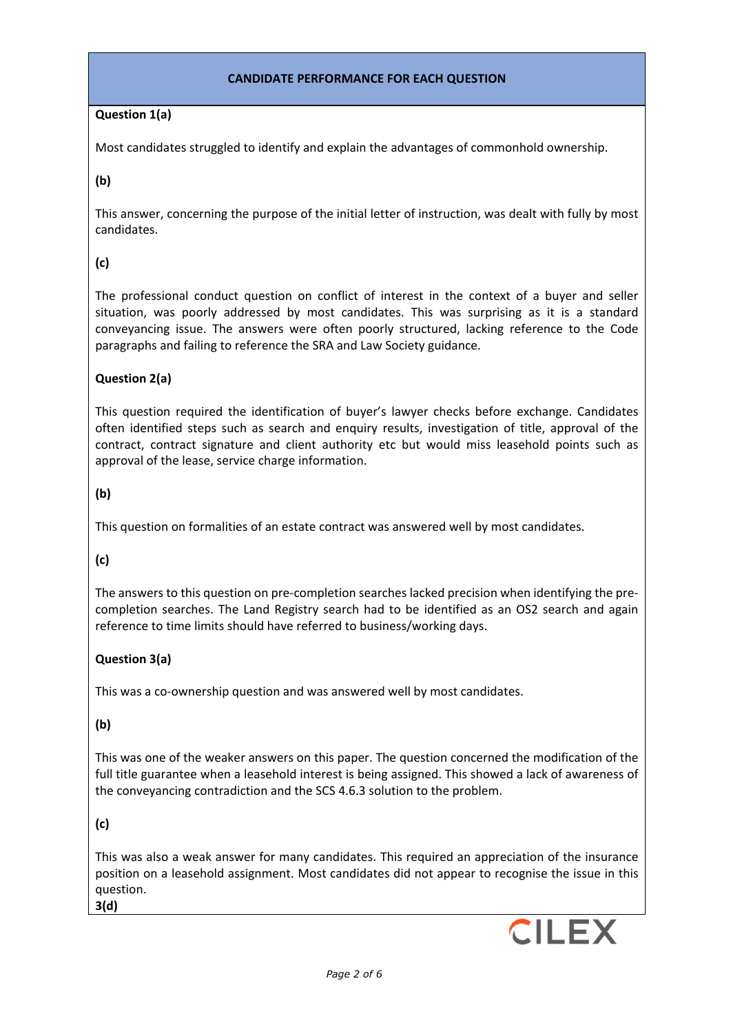## CANDIDATE PERFORMANCE FOR EACH QUESTION

**Question 1(a)**

Most candidates struggled to identify and explain the advantages of commonhold ownership.

**(b)**

This answer, concerning the purpose of the initial letter of instruction, was dealt with fully by most candidates.

**(c)**

The professional conduct question on conflict of interest in the context of a buyer and seller situation, was poorly addressed by most candidates. This was surprising as it is a standard conveyancing issue. The answers were often poorly structured, lacking reference to the Code paragraphs and failing to reference the SRA and Law Society guidance.

**Question 2(a)**

This question required the identification of buyer's lawyer checks before exchange. Candidates often identified steps such as search and enquiry results, investigation of title, approval of the contract, contract signature and client authority etc but would miss leasehold points such as approval of the lease, service charge information.

**(b)**

This question on formalities of an estate contract was answered well by most candidates.

**(c)**

The answers to this question on pre-completion searches lacked precision when identifying the pre-completion searches. The Land Registry search had to be identified as an OS2 search and again reference to time limits should have referred to business/working days.

**Question 3(a)**

This was a co-ownership question and was answered well by most candidates.

**(b)**

This was one of the weaker answers on this paper. The question concerned the modification of the full title guarantee when a leasehold interest is being assigned. This showed a lack of awareness of the conveyancing contradiction and the SCS 4.6.3 solution to the problem.

**(c)**

This was also a weak answer for many candidates. This required an appreciation of the insurance position on a leasehold assignment. Most candidates did not appear to recognise the issue in this question.

**3(d)**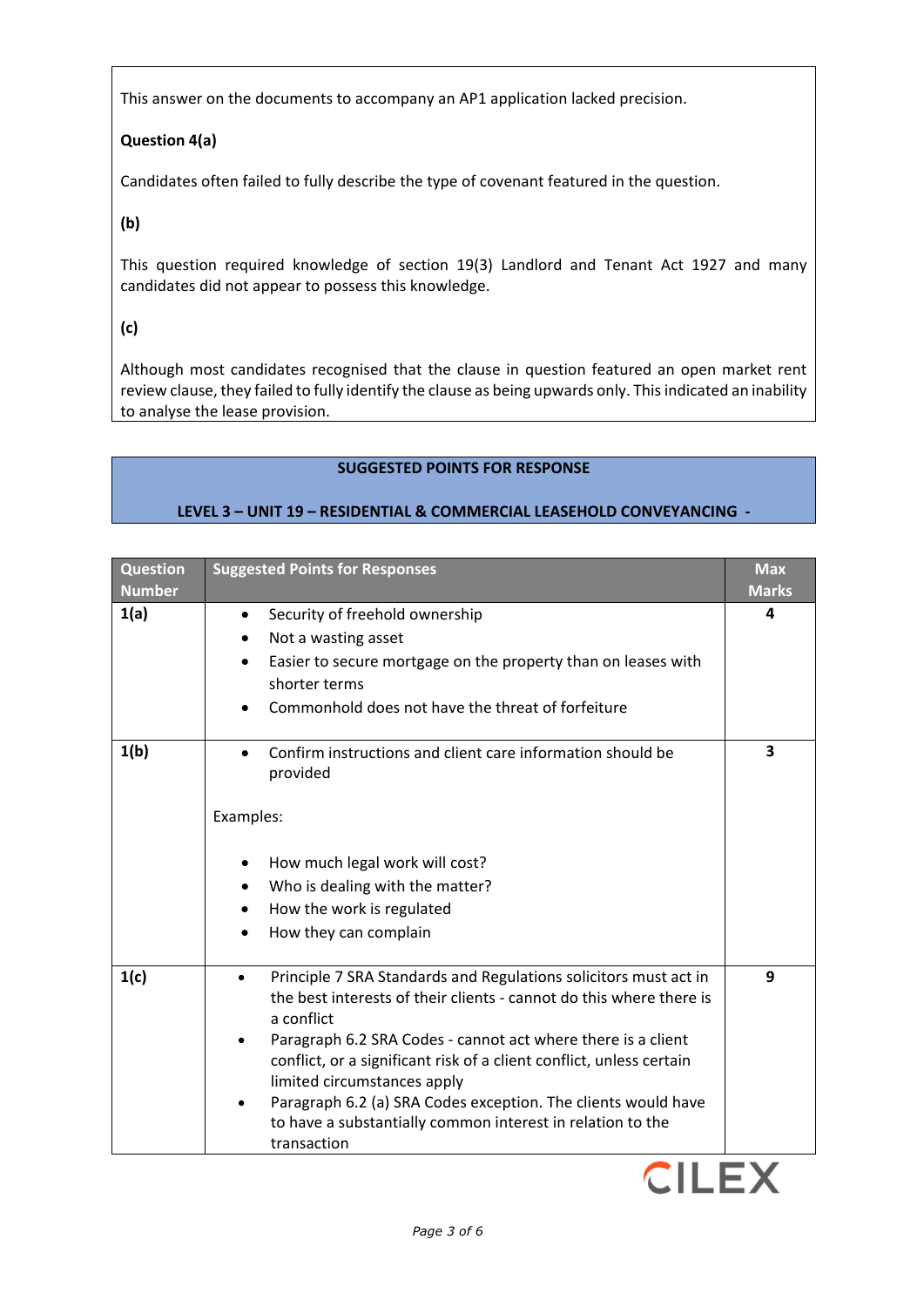This answer on the documents to accompany an AP1 application lacked precision.

**Question 4(a)**

Candidates often failed to fully describe the type of covenant featured in the question.

**(b)**

This question required knowledge of section 19(3) Landlord and Tenant Act 1927 and many candidates did not appear to possess this knowledge.

**(c)**

Although most candidates recognised that the clause in question featured an open market rent review clause, they failed to fully identify the clause as being upwards only. This indicated an inability to analyse the lease provision.

**SUGGESTED POINTS FOR RESPONSE**

**LEVEL 3 – UNIT 19 – RESIDENTIAL & COMMERCIAL LEASEHOLD CONVEYANCING -**

| Question Number | Suggested Points for Responses | Max Marks |
|---|---|---|
| **1(a)** | • Security of freehold ownership<br>• Not a wasting asset<br>• Easier to secure mortgage on the property than on leases with shorter terms<br>• Commonhold does not have the threat of forfeiture | 4 |
| **1(b)** | • Confirm instructions and client care information should be provided<br><br>Examples:<br><br>• How much legal work will cost?<br>• Who is dealing with the matter?<br>• How the work is regulated<br>• How they can complain | 3 |
| **1(c)** | • Principle 7 SRA Standards and Regulations solicitors must act in the best interests of their clients - cannot do this where there is a conflict<br>• Paragraph 6.2 SRA Codes - cannot act where there is a client conflict, or a significant risk of a client conflict, unless certain limited circumstances apply<br>• Paragraph 6.2 (a) SRA Codes exception. The clients would have to have a substantially common interest in relation to the transaction | 9 |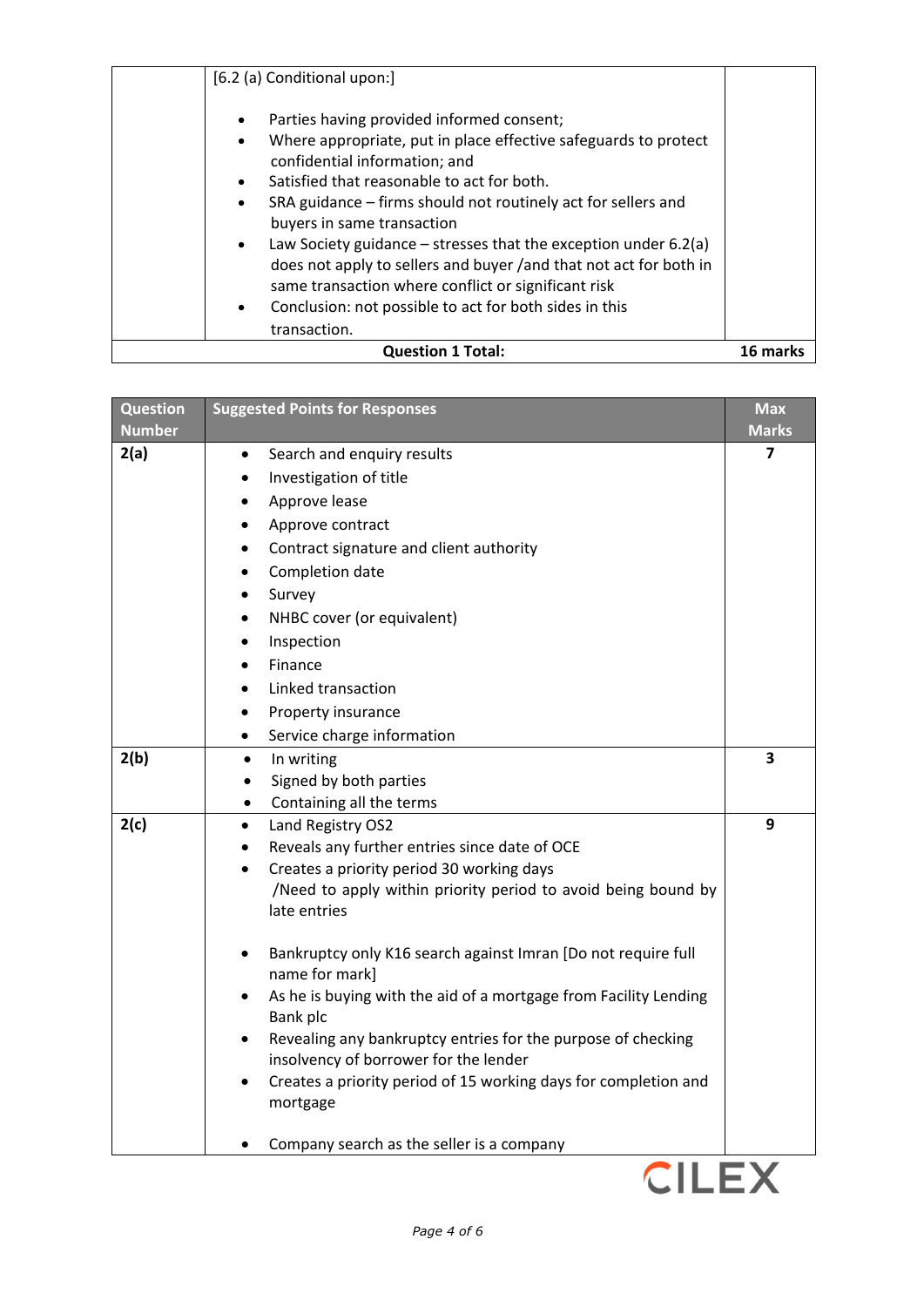| | | |
|---|---|---|
| | [6.2 (a) Conditional upon:]<br><br>• Parties having provided informed consent;<br>• Where appropriate, put in place effective safeguards to protect confidential information; and<br>• Satisfied that reasonable to act for both.<br>• SRA guidance – firms should not routinely act for sellers and buyers in same transaction<br>• Law Society guidance – stresses that the exception under 6.2(a) does not apply to sellers and buyer /and that not act for both in same transaction where conflict or significant risk<br>• Conclusion: not possible to act for both sides in this transaction. | |
| | **Question 1 Total:** | **16 marks** |

| Question Number | Suggested Points for Responses | Max Marks |
|---|---|---|
| **2(a)** | • Search and enquiry results<br>• Investigation of title<br>• Approve lease<br>• Approve contract<br>• Contract signature and client authority<br>• Completion date<br>• Survey<br>• NHBC cover (or equivalent)<br>• Inspection<br>• Finance<br>• Linked transaction<br>• Property insurance<br>• Service charge information | **7** |
| **2(b)** | • In writing<br>• Signed by both parties<br>• Containing all the terms | **3** |
| **2(c)** | • Land Registry OS2<br>• Reveals any further entries since date of OCE<br>• Creates a priority period 30 working days /Need to apply within priority period to avoid being bound by late entries<br><br>• Bankruptcy only K16 search against Imran [Do not require full name for mark]<br>• As he is buying with the aid of a mortgage from Facility Lending Bank plc<br>• Revealing any bankruptcy entries for the purpose of checking insolvency of borrower for the lender<br>• Creates a priority period of 15 working days for completion and mortgage<br><br>• Company search as the seller is a company | **9** |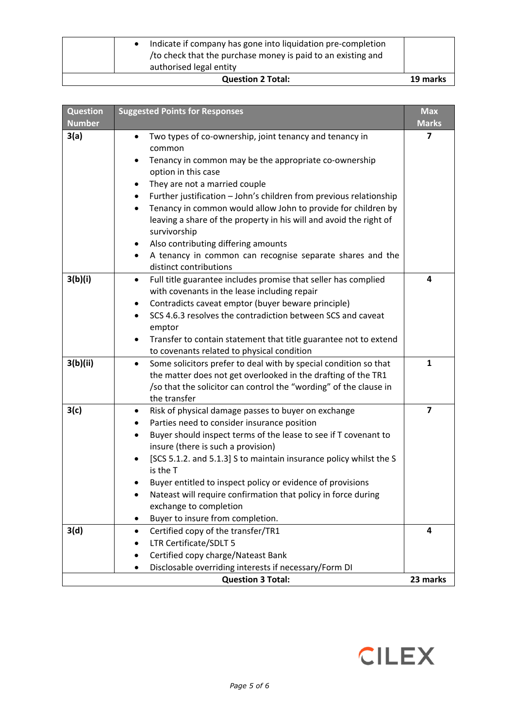| | | |
|---|---|---|
| | • Indicate if company has gone into liquidation pre-completion /to check that the purchase money is paid to an existing and authorised legal entity | |
| **Question 2 Total:** | | **19 marks** |

| Question Number | Suggested Points for Responses | Max Marks |
|---|---|---|
| **3(a)** | • Two types of co-ownership, joint tenancy and tenancy in common<br>• Tenancy in common may be the appropriate co-ownership option in this case<br>• They are not a married couple<br>• Further justification – John's children from previous relationship<br>• Tenancy in common would allow John to provide for children by leaving a share of the property in his will and avoid the right of survivorship<br>• Also contributing differing amounts<br>• A tenancy in common can recognise separate shares and the distinct contributions | **7** |
| **3(b)(i)** | • Full title guarantee includes promise that seller has complied with covenants in the lease including repair<br>• Contradicts caveat emptor (buyer beware principle)<br>• SCS 4.6.3 resolves the contradiction between SCS and caveat emptor<br>• Transfer to contain statement that title guarantee not to extend to covenants related to physical condition | **4** |
| **3(b)(ii)** | • Some solicitors prefer to deal with by special condition so that the matter does not get overlooked in the drafting of the TR1 /so that the solicitor can control the "wording" of the clause in the transfer | **1** |
| **3(c)** | • Risk of physical damage passes to buyer on exchange<br>• Parties need to consider insurance position<br>• Buyer should inspect terms of the lease to see if T covenant to insure (there is such a provision)<br>• [SCS 5.1.2. and 5.1.3] S to maintain insurance policy whilst the S is the T<br>• Buyer entitled to inspect policy or evidence of provisions<br>• Nateast will require confirmation that policy in force during exchange to completion<br>• Buyer to insure from completion. | **7** |
| **3(d)** | • Certified copy of the transfer/TR1<br>• LTR Certificate/SDLT 5<br>• Certified copy charge/Nateast Bank<br>• Disclosable overriding interests if necessary/Form DI | **4** |
| **Question 3 Total:** | | **23 marks** |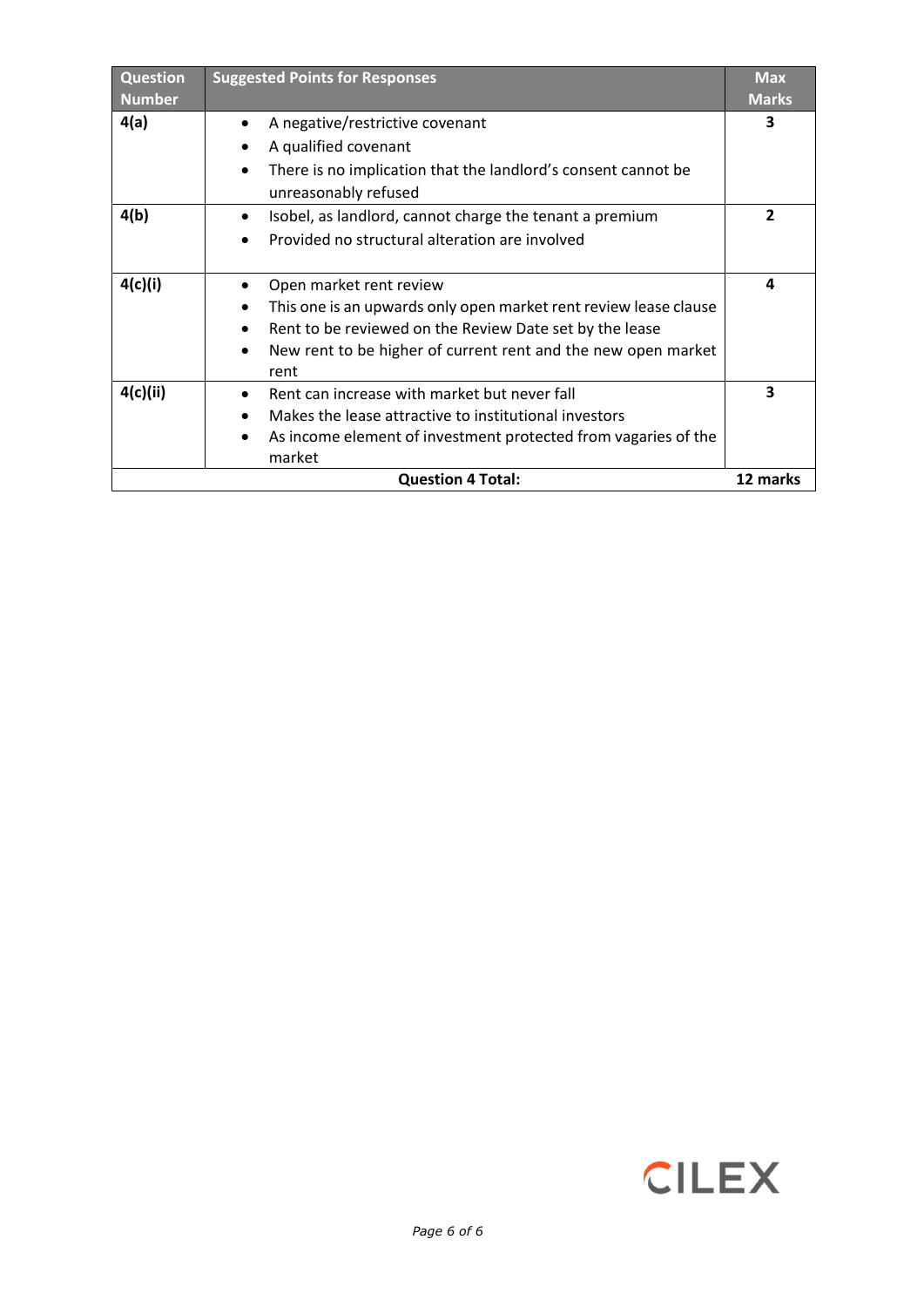| Question Number | Suggested Points for Responses | Max Marks |
|---|---|---|
| **4(a)** | • A negative/restrictive covenant<br>• A qualified covenant<br>• There is no implication that the landlord's consent cannot be unreasonably refused | **3** |
| **4(b)** | • Isobel, as landlord, cannot charge the tenant a premium<br>• Provided no structural alteration are involved | **2** |
| **4(c)(i)** | • Open market rent review<br>• This one is an upwards only open market rent review lease clause<br>• Rent to be reviewed on the Review Date set by the lease<br>• New rent to be higher of current rent and the new open market rent | **4** |
| **4(c)(ii)** | • Rent can increase with market but never fall<br>• Makes the lease attractive to institutional investors<br>• As income element of investment protected from vagaries of the market | **3** |
| | **Question 4 Total:** | **12 marks** |